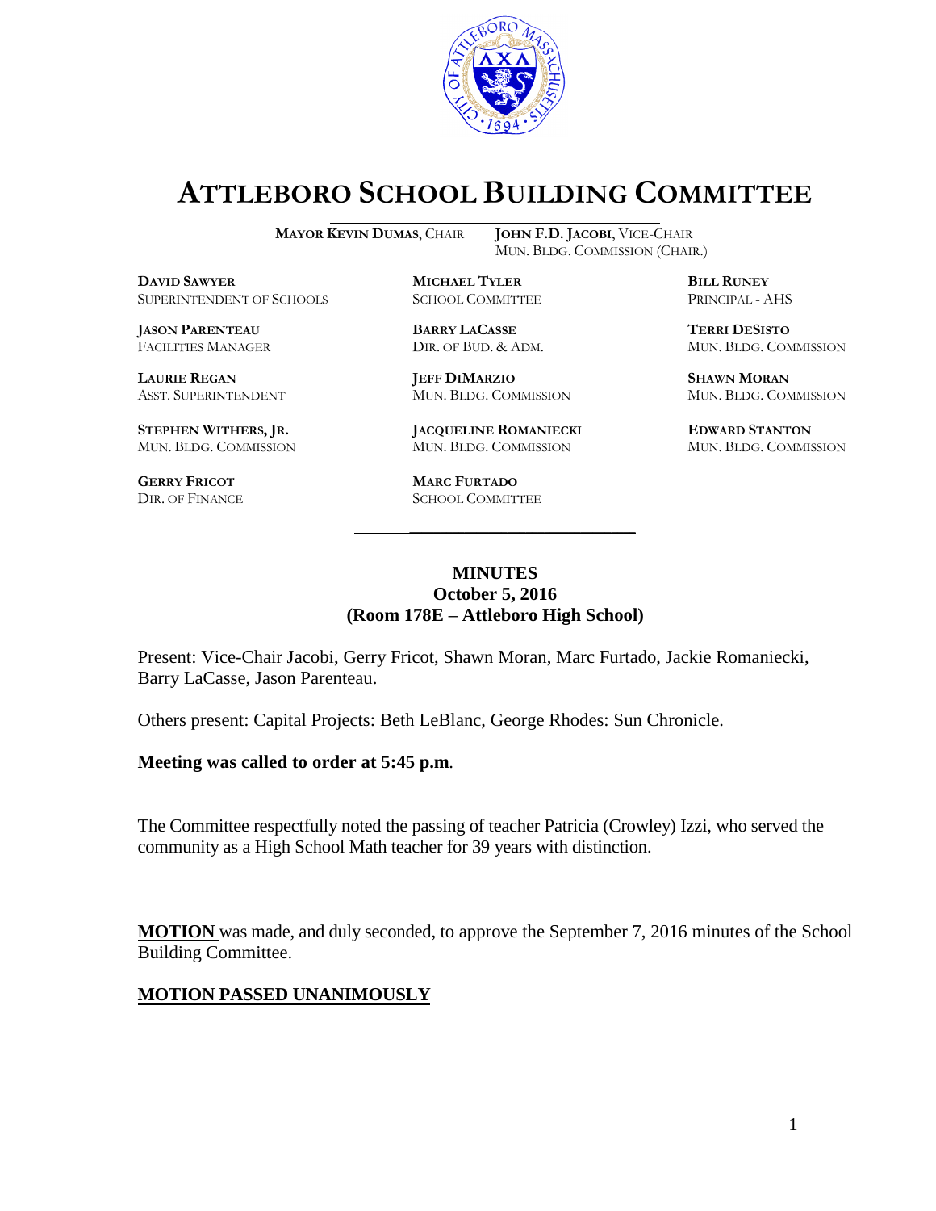# ATTLEBORO SCHOOL BUILDING COMMITTEE

**MAYOR KEVIN DUMAS**, CHAIR **JOHN F.D. JACOBI**, VICE-CHAIR
MUN. BLDG. COMMISSION (CHAIR.)

**DAVID SAWYER**
SUPERINTENDENT OF SCHOOLS

**MICHAEL TYLER**
SCHOOL COMMITTEE

**BILL RUNEY**
PRINCIPAL - AHS

**JASON PARENTEAU**
FACILITIES MANAGER

**BARRY LACASSE**
DIR. OF BUD. & ADM.

**TERRI DESISTO**
MUN. BLDG. COMMISSION

**LAURIE REGAN**
ASST. SUPERINTENDENT

**JEFF DIMARZIO**
MUN. BLDG. COMMISSION

**SHAWN MORAN**
MUN. BLDG. COMMISSION

**STEPHEN WITHERS, JR.**
MUN. BLDG. COMMISSION

**JACQUELINE ROMANIECKI**
MUN. BLDG. COMMISSION

**EDWARD STANTON**
MUN. BLDG. COMMISSION

**GERRY FRICOT**
DIR. OF FINANCE

**MARC FURTADO**
SCHOOL COMMITTEE

---

**MINUTES**
**October 5, 2016**
**(Room 178E – Attleboro High School)**

Present: Vice-Chair Jacobi, Gerry Fricot, Shawn Moran, Marc Furtado, Jackie Romaniecki, Barry LaCasse, Jason Parenteau.

Others present: Capital Projects: Beth LeBlanc, George Rhodes: Sun Chronicle.

**Meeting was called to order at 5:45 p.m**.

The Committee respectfully noted the passing of teacher Patricia (Crowley) Izzi, who served the community as a High School Math teacher for 39 years with distinction.

**MOTION** was made, and duly seconded, to approve the September 7, 2016 minutes of the School Building Committee.

**MOTION PASSED UNANIMOUSLY**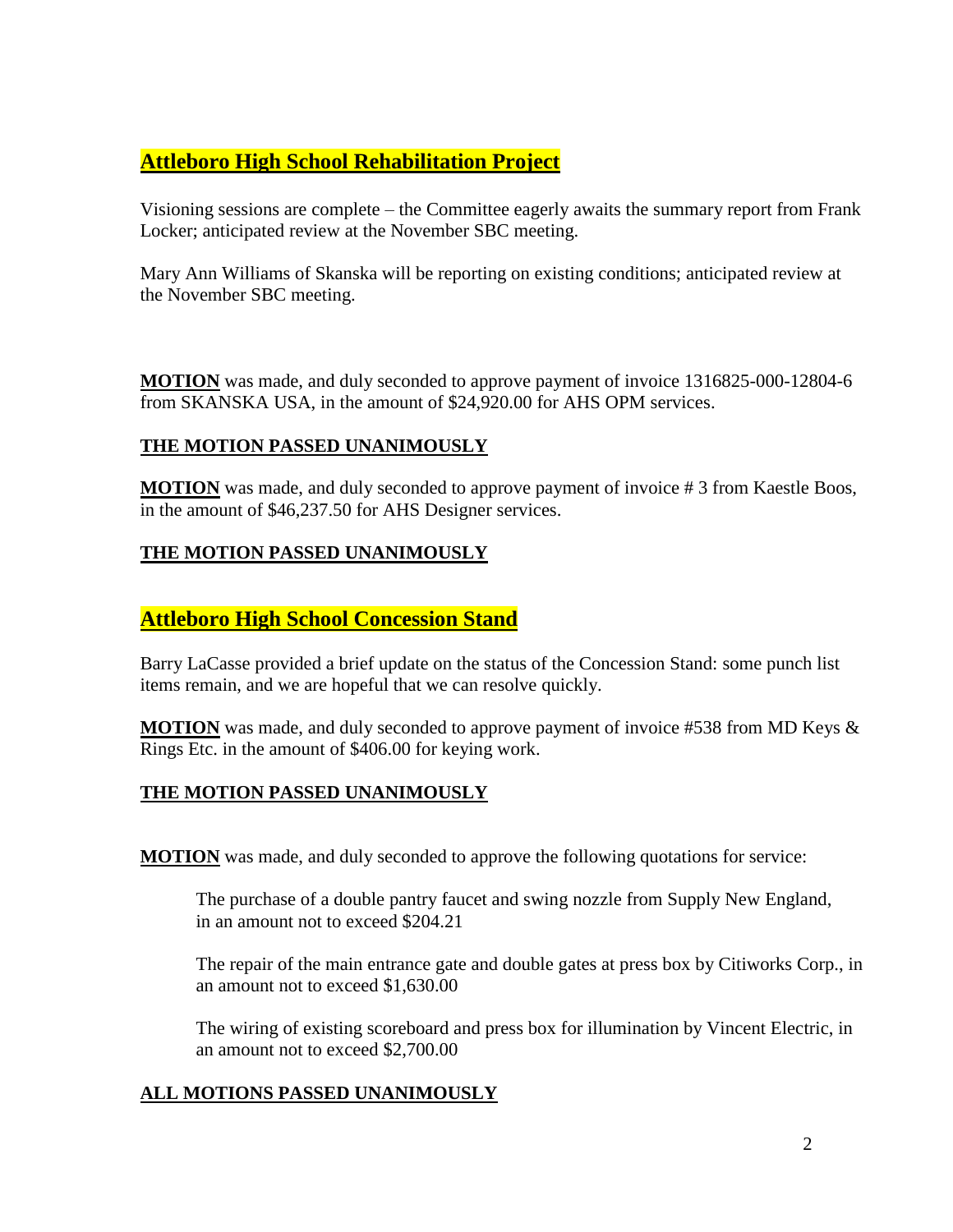## Attleboro High School Rehabilitation Project

Visioning sessions are complete – the Committee eagerly awaits the summary report from Frank Locker; anticipated review at the November SBC meeting.

Mary Ann Williams of Skanska will be reporting on existing conditions; anticipated review at the November SBC meeting.

**MOTION** was made, and duly seconded to approve payment of invoice 1316825-000-12804-6 from SKANSKA USA, in the amount of $24,920.00 for AHS OPM services.

**THE MOTION PASSED UNANIMOUSLY**

**MOTION** was made, and duly seconded to approve payment of invoice # 3 from Kaestle Boos, in the amount of $46,237.50 for AHS Designer services.

**THE MOTION PASSED UNANIMOUSLY**

## Attleboro High School Concession Stand

Barry LaCasse provided a brief update on the status of the Concession Stand: some punch list items remain, and we are hopeful that we can resolve quickly.

**MOTION** was made, and duly seconded to approve payment of invoice #538 from MD Keys & Rings Etc. in the amount of $406.00 for keying work.

**THE MOTION PASSED UNANIMOUSLY**

**MOTION** was made, and duly seconded to approve the following quotations for service:

> The purchase of a double pantry faucet and swing nozzle from Supply New England, in an amount not to exceed $204.21
>
> The repair of the main entrance gate and double gates at press box by Citiworks Corp., in an amount not to exceed $1,630.00
>
> The wiring of existing scoreboard and press box for illumination by Vincent Electric, in an amount not to exceed $2,700.00

**ALL MOTIONS PASSED UNANIMOUSLY**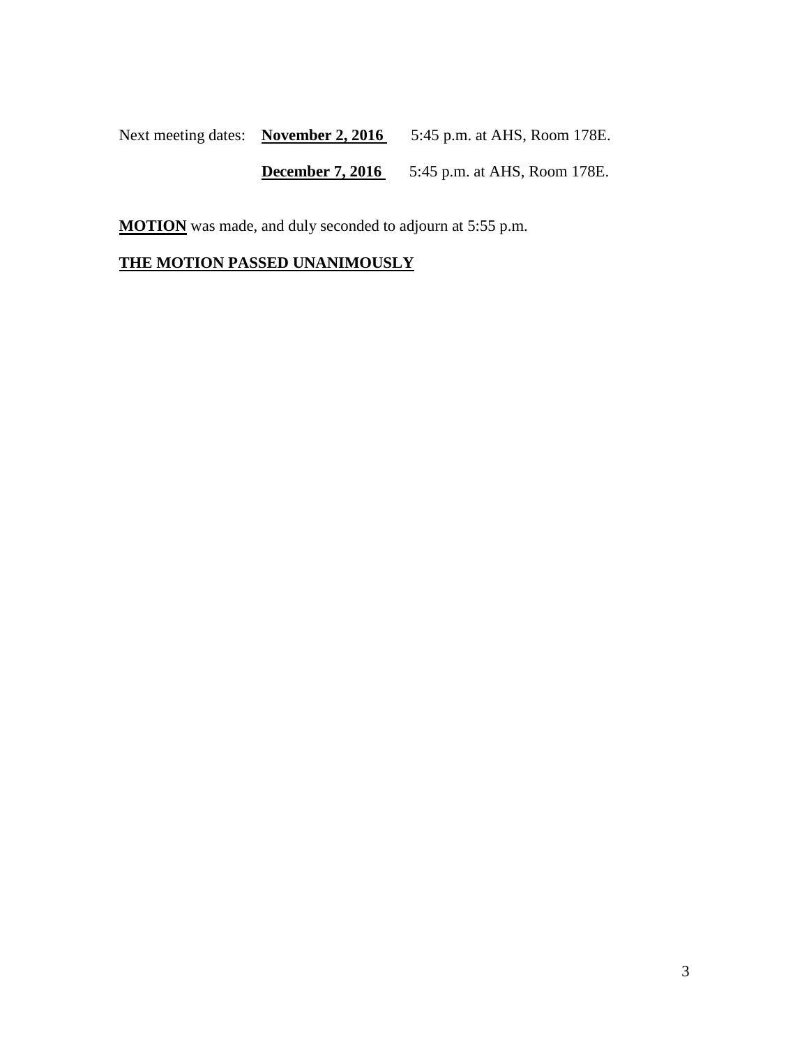Next meeting dates: **November 2, 2016** 5:45 p.m. at AHS, Room 178E.

**December 7, 2016** 5:45 p.m. at AHS, Room 178E.

**MOTION** was made, and duly seconded to adjourn at 5:55 p.m.

**THE MOTION PASSED UNANIMOUSLY**